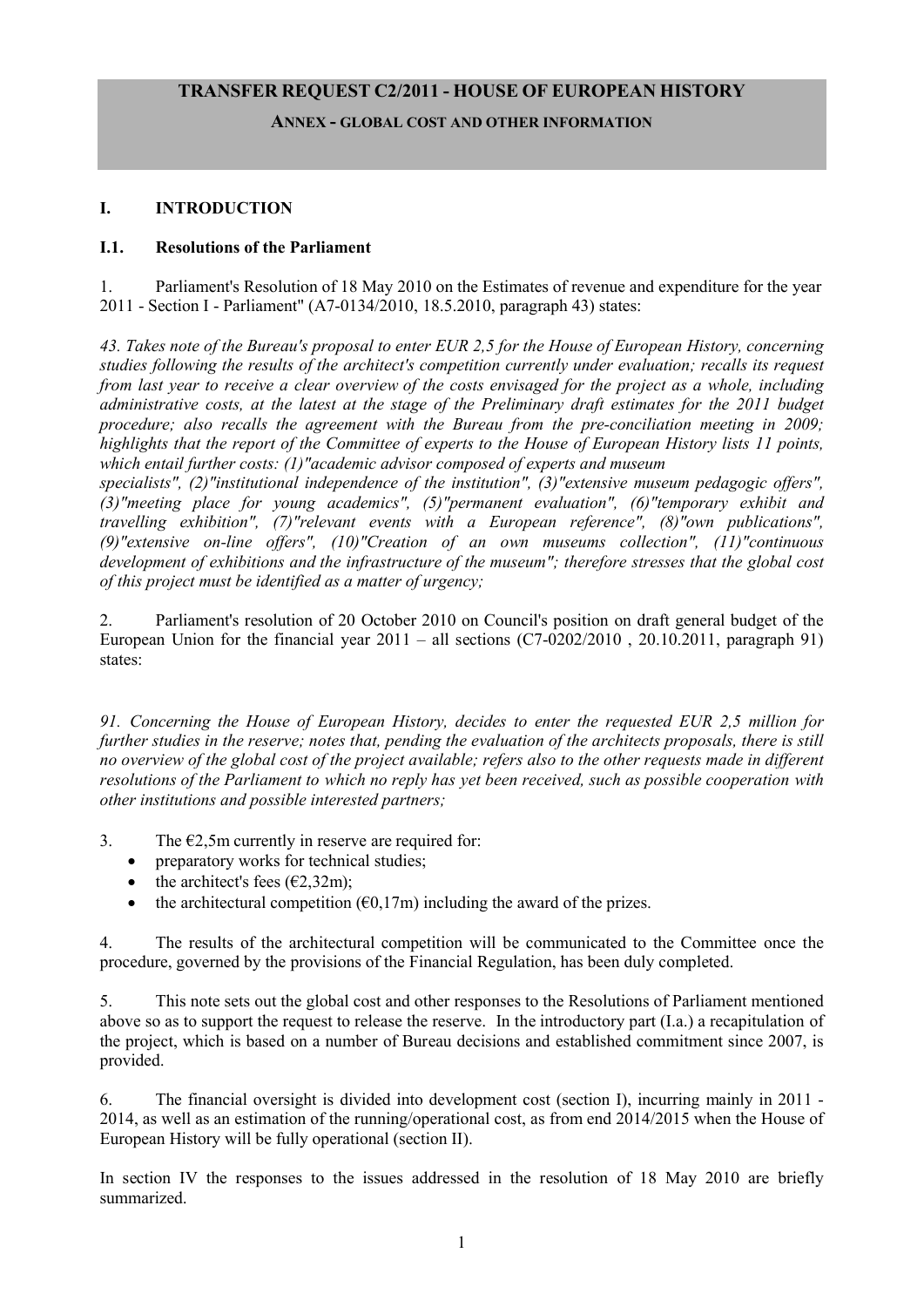# TRANSFER REQUEST C2/2011 - HOUSE OF EUROPEAN HISTORY

**ANNEX - GLOBAL COST AND OTHER INFORMATION**

## I. INTRODUCTION

### I.1. Resolutions of the Parliament

1. Parliament's Resolution of 18 May 2010 on the Estimates of revenue and expenditure for the year 2011 - Section I - Parliament" (A7-0134/2010, 18.5.2010, paragraph 43) states:

*43. Takes note of the Bureau's proposal to enter EUR 2,5 for the House of European History, concerning studies following the results of the architect's competition currently under evaluation; recalls its request from last year to receive a clear overview of the costs envisaged for the project as a whole, including administrative costs, at the latest at the stage of the Preliminary draft estimates for the 2011 budget procedure; also recalls the agreement with the Bureau from the pre-conciliation meeting in 2009; highlights that the report of the Committee of experts to the House of European History lists 11 points, which entail further costs: (1)"academic advisor composed of experts and museum specialists", (2)"institutional independence of the institution", (3)"extensive museum pedagogic offers", (3)"meeting place for young academics", (5)"permanent evaluation", (6)"temporary exhibit and travelling exhibition", (7)"relevant events with a European reference", (8)"own publications", (9)"extensive on-line offers", (10)"Creation of an own museums collection", (11)"continuous development of exhibitions and the infrastructure of the museum"; therefore stresses that the global cost of this project must be identified as a matter of urgency;*

2. Parliament's resolution of 20 October 2010 on Council's position on draft general budget of the European Union for the financial year 2011 – all sections (C7-0202/2010 , 20.10.2011, paragraph 91) states:

*91. Concerning the House of European History, decides to enter the requested EUR 2,5 million for further studies in the reserve; notes that, pending the evaluation of the architects proposals, there is still no overview of the global cost of the project available; refers also to the other requests made in different resolutions of the Parliament to which no reply has yet been received, such as possible cooperation with other institutions and possible interested partners;*

3. The €2,5m currently in reserve are required for:
   - preparatory works for technical studies;
   - the architect's fees (€2,32m);
   - the architectural competition (€0,17m) including the award of the prizes.

4. The results of the architectural competition will be communicated to the Committee once the procedure, governed by the provisions of the Financial Regulation, has been duly completed.

5. This note sets out the global cost and other responses to the Resolutions of Parliament mentioned above so as to support the request to release the reserve. In the introductory part (I.a.) a recapitulation of the project, which is based on a number of Bureau decisions and established commitment since 2007, is provided.

6. The financial oversight is divided into development cost (section I), incurring mainly in 2011 - 2014, as well as an estimation of the running/operational cost, as from end 2014/2015 when the House of European History will be fully operational (section II).

In section IV the responses to the issues addressed in the resolution of 18 May 2010 are briefly summarized.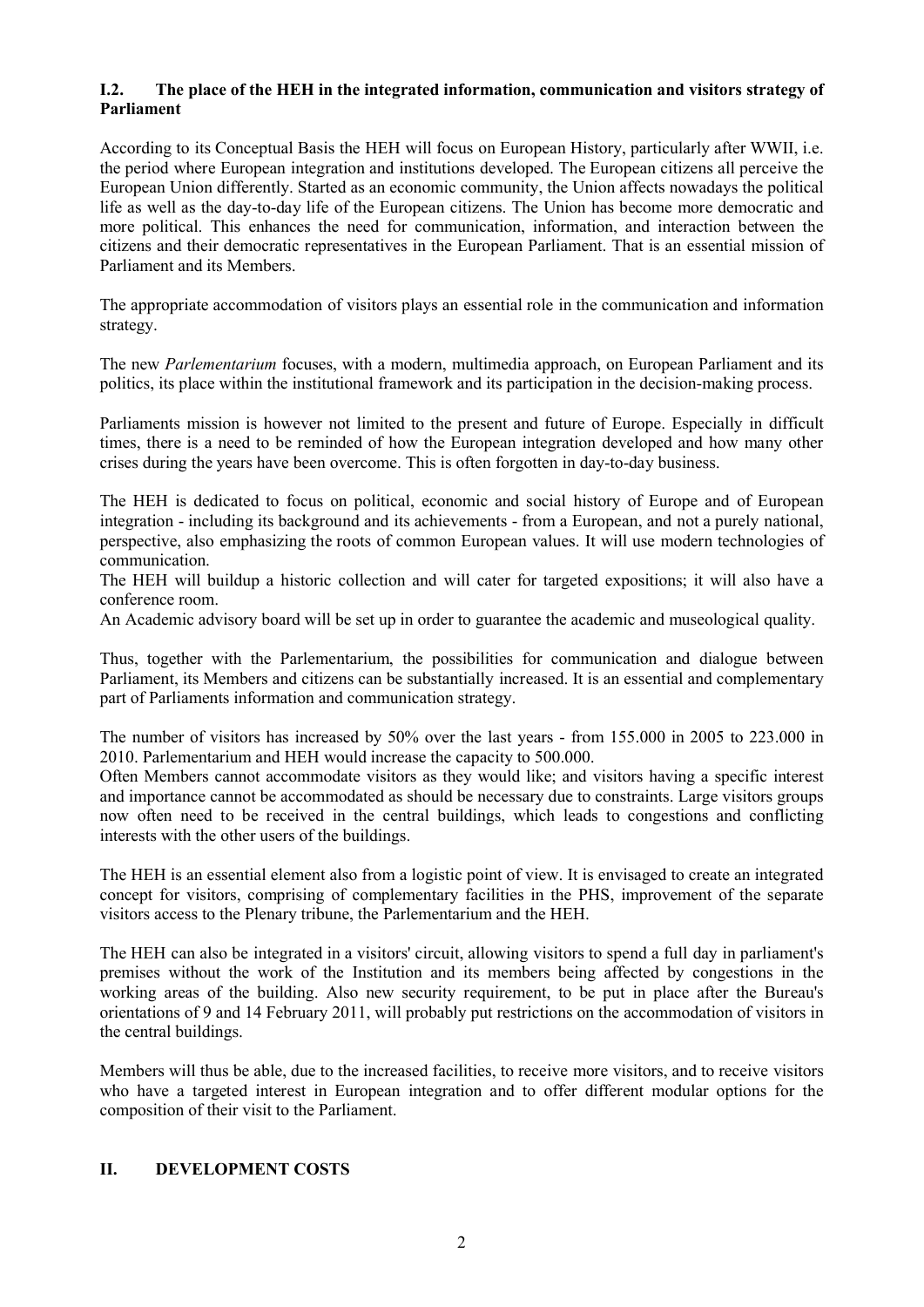## I.2. The place of the HEH in the integrated information, communication and visitors strategy of Parliament

According to its Conceptual Basis the HEH will focus on European History, particularly after WWII, i.e. the period where European integration and institutions developed. The European citizens all perceive the European Union differently. Started as an economic community, the Union affects nowadays the political life as well as the day-to-day life of the European citizens. The Union has become more democratic and more political. This enhances the need for communication, information, and interaction between the citizens and their democratic representatives in the European Parliament. That is an essential mission of Parliament and its Members.

The appropriate accommodation of visitors plays an essential role in the communication and information strategy.

The new *Parlementarium* focuses, with a modern, multimedia approach, on European Parliament and its politics, its place within the institutional framework and its participation in the decision-making process.

Parliaments mission is however not limited to the present and future of Europe. Especially in difficult times, there is a need to be reminded of how the European integration developed and how many other crises during the years have been overcome. This is often forgotten in day-to-day business.

The HEH is dedicated to focus on political, economic and social history of Europe and of European integration - including its background and its achievements - from a European, and not a purely national, perspective, also emphasizing the roots of common European values. It will use modern technologies of communication.

The HEH will buildup a historic collection and will cater for targeted expositions; it will also have a conference room.

An Academic advisory board will be set up in order to guarantee the academic and museological quality.

Thus, together with the Parlementarium, the possibilities for communication and dialogue between Parliament, its Members and citizens can be substantially increased. It is an essential and complementary part of Parliaments information and communication strategy.

The number of visitors has increased by 50% over the last years - from 155.000 in 2005 to 223.000 in 2010. Parlementarium and HEH would increase the capacity to 500.000.

Often Members cannot accommodate visitors as they would like; and visitors having a specific interest and importance cannot be accommodated as should be necessary due to constraints. Large visitors groups now often need to be received in the central buildings, which leads to congestions and conflicting interests with the other users of the buildings.

The HEH is an essential element also from a logistic point of view. It is envisaged to create an integrated concept for visitors, comprising of complementary facilities in the PHS, improvement of the separate visitors access to the Plenary tribune, the Parlementarium and the HEH.

The HEH can also be integrated in a visitors' circuit, allowing visitors to spend a full day in parliament's premises without the work of the Institution and its members being affected by congestions in the working areas of the building. Also new security requirement, to be put in place after the Bureau's orientations of 9 and 14 February 2011, will probably put restrictions on the accommodation of visitors in the central buildings.

Members will thus be able, due to the increased facilities, to receive more visitors, and to receive visitors who have a targeted interest in European integration and to offer different modular options for the composition of their visit to the Parliament.

# II. DEVELOPMENT COSTS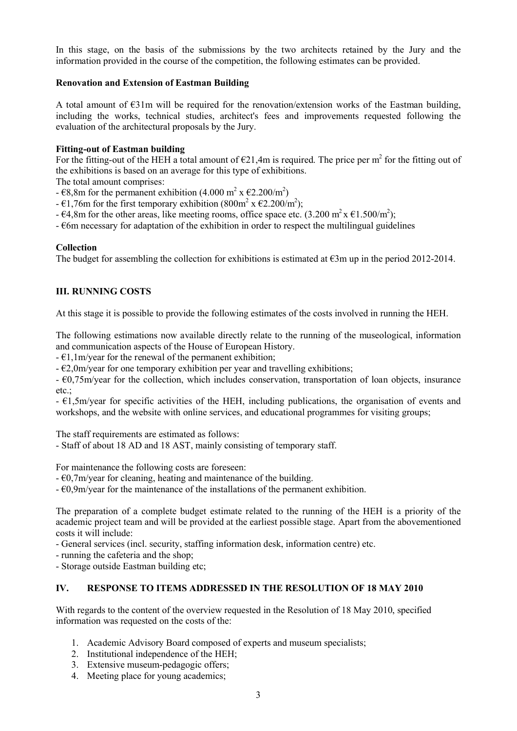In this stage, on the basis of the submissions by the two architects retained by the Jury and the information provided in the course of the competition, the following estimates can be provided.

**Renovation and Extension of Eastman Building**

A total amount of €31m will be required for the renovation/extension works of the Eastman building, including the works, technical studies, architect's fees and improvements requested following the evaluation of the architectural proposals by the Jury.

**Fitting-out of Eastman building**

For the fitting-out of the HEH a total amount of €21,4m is required. The price per $m^2$ for the fitting out of the exhibitions is based on an average for this type of exhibitions.

The total amount comprises:

- €8,8m for the permanent exhibition (4.000 $m^2$ x €2.200/$m^2$)
- €1,76m for the first temporary exhibition (800$m^2$ x €2.200/$m^2$);
- €4,8m for the other areas, like meeting rooms, office space etc. (3.200 $m^2$ x €1.500/$m^2$);
- €6m necessary for adaptation of the exhibition in order to respect the multilingual guidelines

**Collection**

The budget for assembling the collection for exhibitions is estimated at €3m up in the period 2012-2014.

## III. RUNNING COSTS

At this stage it is possible to provide the following estimates of the costs involved in running the HEH.

The following estimations now available directly relate to the running of the museological, information and communication aspects of the House of European History.

- €1,1m/year for the renewal of the permanent exhibition;
- €2,0m/year for one temporary exhibition per year and travelling exhibitions;
- €0,75m/year for the collection, which includes conservation, transportation of loan objects, insurance etc.;
- €1,5m/year for specific activities of the HEH, including publications, the organisation of events and workshops, and the website with online services, and educational programmes for visiting groups;

The staff requirements are estimated as follows:

- Staff of about 18 AD and 18 AST, mainly consisting of temporary staff.

For maintenance the following costs are foreseen:

- €0,7m/year for cleaning, heating and maintenance of the building.
- €0,9m/year for the maintenance of the installations of the permanent exhibition.

The preparation of a complete budget estimate related to the running of the HEH is a priority of the academic project team and will be provided at the earliest possible stage. Apart from the abovementioned costs it will include:

- General services (incl. security, staffing information desk, information centre) etc.
- running the cafeteria and the shop;
- Storage outside Eastman building etc;

## IV. RESPONSE TO ITEMS ADDRESSED IN THE RESOLUTION OF 18 MAY 2010

With regards to the content of the overview requested in the Resolution of 18 May 2010, specified information was requested on the costs of the:

1. Academic Advisory Board composed of experts and museum specialists;
2. Institutional independence of the HEH;
3. Extensive museum-pedagogic offers;
4. Meeting place for young academics;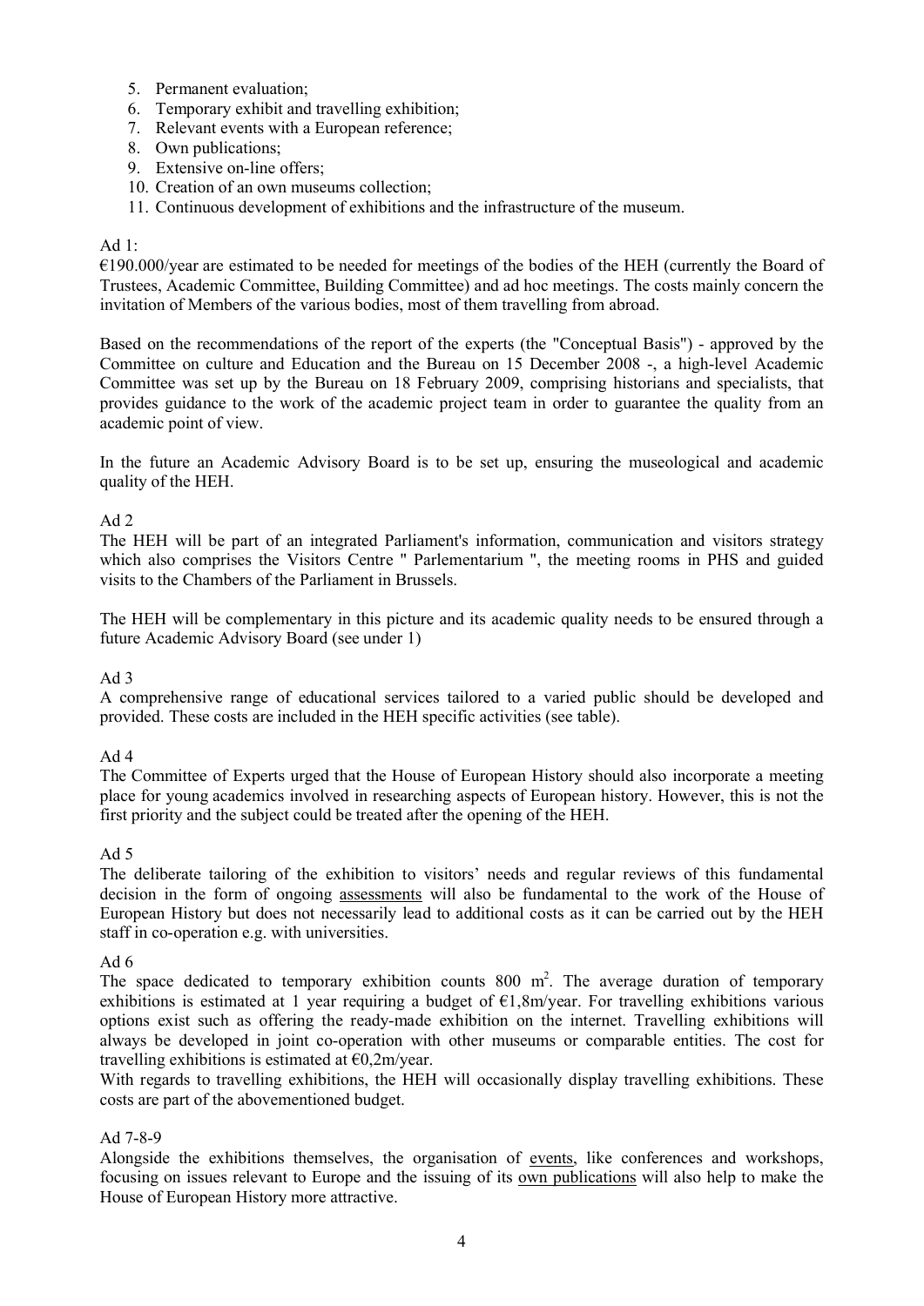5. Permanent evaluation;
6. Temporary exhibit and travelling exhibition;
7. Relevant events with a European reference;
8. Own publications;
9. Extensive on-line offers;
10. Creation of an own museums collection;
11. Continuous development of exhibitions and the infrastructure of the museum.

Ad 1:

€190.000/year are estimated to be needed for meetings of the bodies of the HEH (currently the Board of Trustees, Academic Committee, Building Committee) and ad hoc meetings. The costs mainly concern the invitation of Members of the various bodies, most of them travelling from abroad.

Based on the recommendations of the report of the experts (the "Conceptual Basis") - approved by the Committee on culture and Education and the Bureau on 15 December 2008 -, a high-level Academic Committee was set up by the Bureau on 18 February 2009, comprising historians and specialists, that provides guidance to the work of the academic project team in order to guarantee the quality from an academic point of view.

In the future an Academic Advisory Board is to be set up, ensuring the museological and academic quality of the HEH.

Ad 2

The HEH will be part of an integrated Parliament's information, communication and visitors strategy which also comprises the Visitors Centre " Parlementarium ", the meeting rooms in PHS and guided visits to the Chambers of the Parliament in Brussels.

The HEH will be complementary in this picture and its academic quality needs to be ensured through a future Academic Advisory Board (see under 1)

Ad 3

A comprehensive range of educational services tailored to a varied public should be developed and provided. These costs are included in the HEH specific activities (see table).

Ad 4

The Committee of Experts urged that the House of European History should also incorporate a meeting place for young academics involved in researching aspects of European history. However, this is not the first priority and the subject could be treated after the opening of the HEH.

Ad 5

The deliberate tailoring of the exhibition to visitors' needs and regular reviews of this fundamental decision in the form of ongoing assessments will also be fundamental to the work of the House of European History but does not necessarily lead to additional costs as it can be carried out by the HEH staff in co-operation e.g. with universities.

Ad 6

The space dedicated to temporary exhibition counts 800 m$^2$. The average duration of temporary exhibitions is estimated at 1 year requiring a budget of €1,8m/year. For travelling exhibitions various options exist such as offering the ready-made exhibition on the internet. Travelling exhibitions will always be developed in joint co-operation with other museums or comparable entities. The cost for travelling exhibitions is estimated at €0,2m/year.

With regards to travelling exhibitions, the HEH will occasionally display travelling exhibitions. These costs are part of the abovementioned budget.

Ad 7-8-9

Alongside the exhibitions themselves, the organisation of events, like conferences and workshops, focusing on issues relevant to Europe and the issuing of its own publications will also help to make the House of European History more attractive.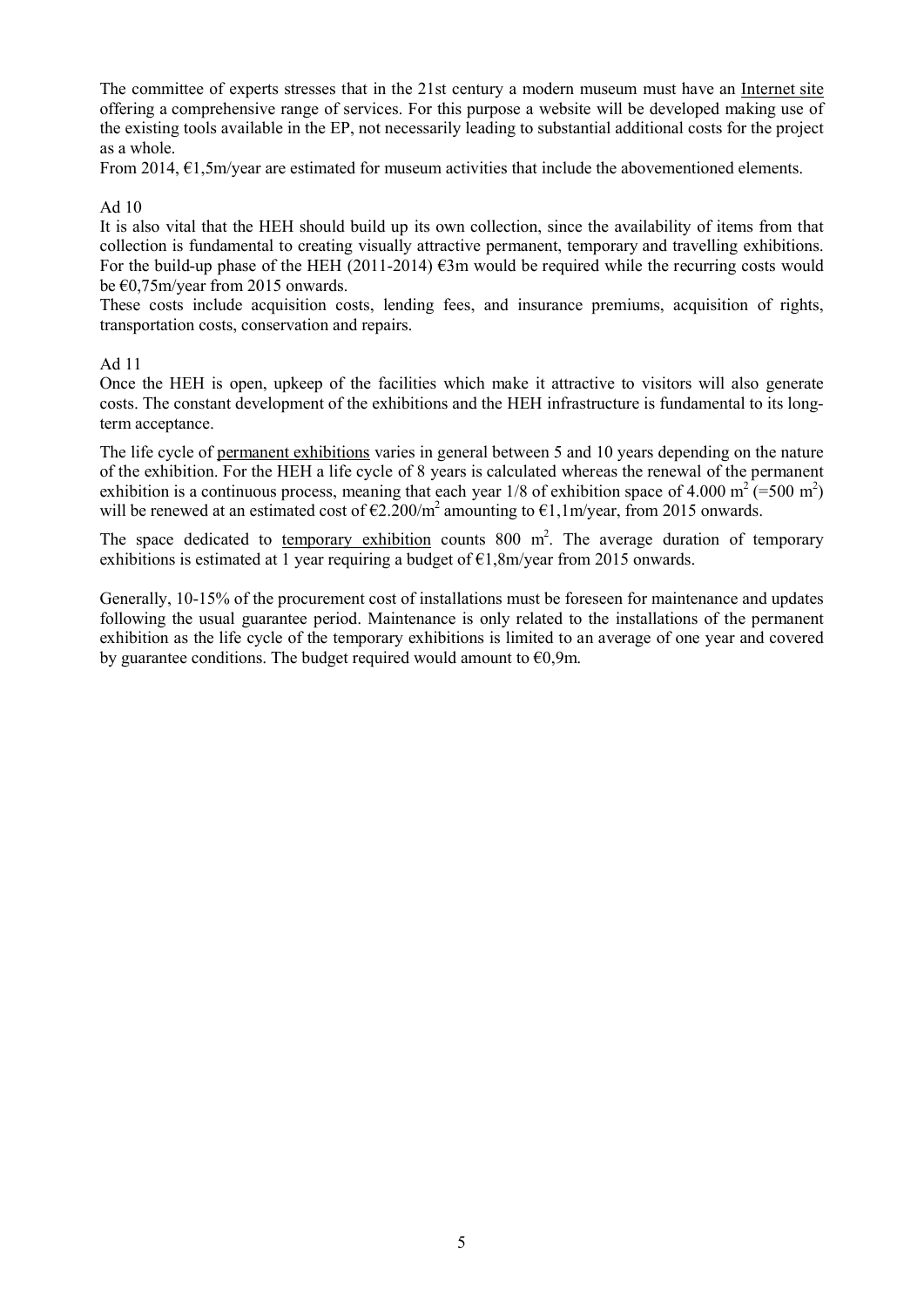The committee of experts stresses that in the 21st century a modern museum must have an Internet site offering a comprehensive range of services. For this purpose a website will be developed making use of the existing tools available in the EP, not necessarily leading to substantial additional costs for the project as a whole.

From 2014, €1,5m/year are estimated for museum activities that include the abovementioned elements.

Ad 10

It is also vital that the HEH should build up its own collection, since the availability of items from that collection is fundamental to creating visually attractive permanent, temporary and travelling exhibitions. For the build-up phase of the HEH (2011-2014) €3m would be required while the recurring costs would be €0,75m/year from 2015 onwards.

These costs include acquisition costs, lending fees, and insurance premiums, acquisition of rights, transportation costs, conservation and repairs.

Ad 11

Once the HEH is open, upkeep of the facilities which make it attractive to visitors will also generate costs. The constant development of the exhibitions and the HEH infrastructure is fundamental to its long-term acceptance.

The life cycle of permanent exhibitions varies in general between 5 and 10 years depending on the nature of the exhibition. For the HEH a life cycle of 8 years is calculated whereas the renewal of the permanent exhibition is a continuous process, meaning that each year 1/8 of exhibition space of 4.000 m$^2$ (=500 m$^2$) will be renewed at an estimated cost of €2.200/m$^2$ amounting to €1,1m/year, from 2015 onwards.

The space dedicated to temporary exhibition counts 800 m$^2$. The average duration of temporary exhibitions is estimated at 1 year requiring a budget of €1,8m/year from 2015 onwards.

Generally, 10-15% of the procurement cost of installations must be foreseen for maintenance and updates following the usual guarantee period. Maintenance is only related to the installations of the permanent exhibition as the life cycle of the temporary exhibitions is limited to an average of one year and covered by guarantee conditions. The budget required would amount to €0,9m.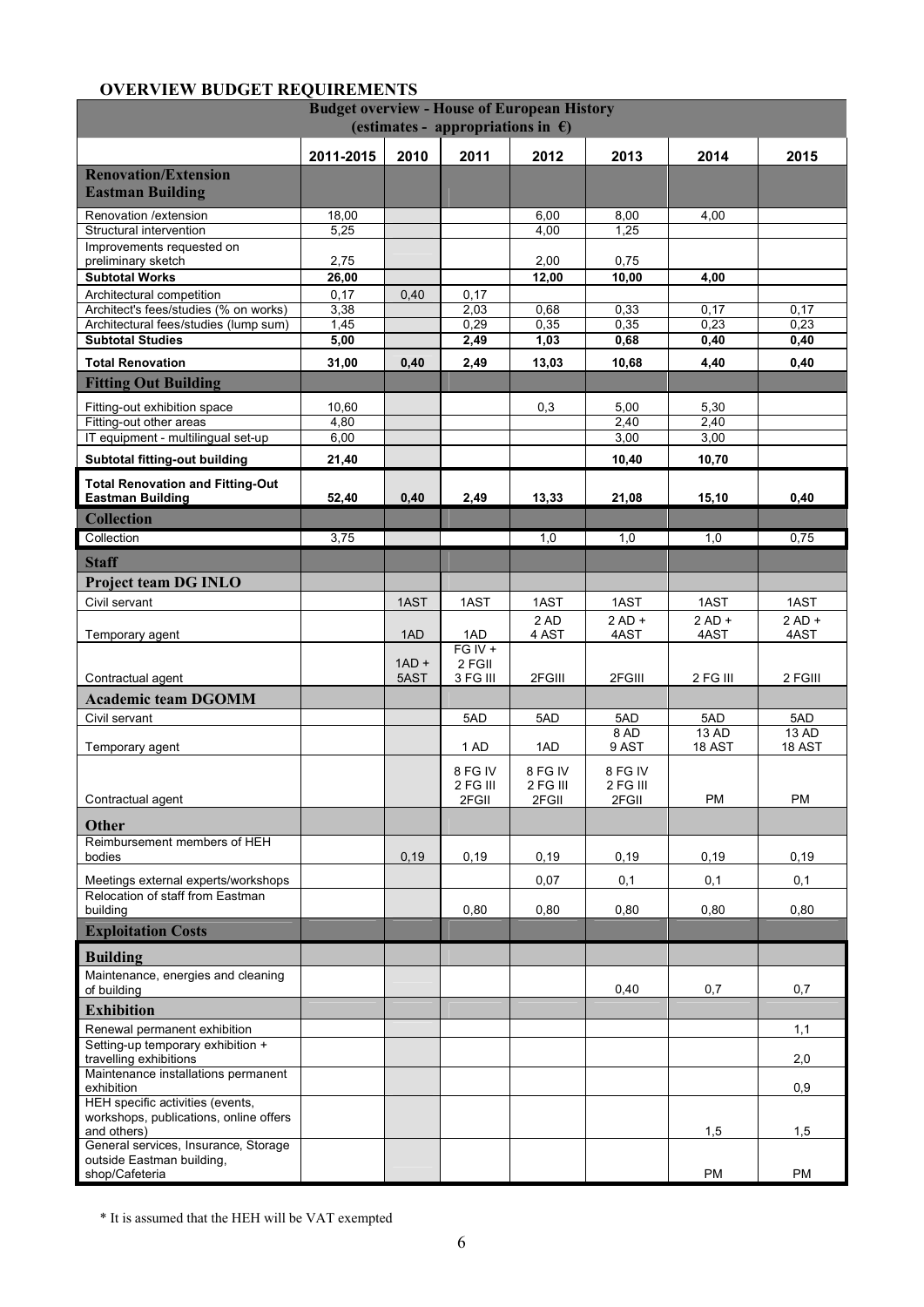# OVERVIEW BUDGET REQUIREMENTS

| Budget overview - House of European History (estimates - appropriations in €) | | | | | | | |
|---|---|---|---|---|---|---|---|
| | 2011-2015 | 2010 | 2011 | 2012 | 2013 | 2014 | 2015 |
| **Renovation/Extension Eastman Building** | | | | | | | |
| Renovation /extension | 18,00 | | | 6,00 | 8,00 | 4,00 | |
| Structural intervention | 5,25 | | | 4,00 | 1,25 | | |
| Improvements requested on preliminary sketch | 2,75 | | | 2,00 | 0,75 | | |
| **Subtotal Works** | **26,00** | | | **12,00** | **10,00** | **4,00** | |
| Architectural competition | 0,17 | 0,40 | 0,17 | | | | |
| Architect's fees/studies (% on works) | 3,38 | | 2,03 | 0,68 | 0,33 | 0,17 | 0,17 |
| Architectural fees/studies (lump sum) | 1,45 | | 0,29 | 0,35 | 0,35 | 0,23 | 0,23 |
| **Subtotal Studies** | **5,00** | | **2,49** | **1,03** | **0,68** | **0,40** | **0,40** |
| **Total Renovation** | **31,00** | **0,40** | **2,49** | **13,03** | **10,68** | **4,40** | **0,40** |
| **Fitting Out Building** | | | | | | | |
| Fitting-out exhibition space | 10,60 | | | 0,3 | 5,00 | 5,30 | |
| Fitting-out other areas | 4,80 | | | | 2,40 | 2,40 | |
| IT equipment - multilingual set-up | 6,00 | | | | 3,00 | 3,00 | |
| **Subtotal fitting-out building** | **21,40** | | | | **10,40** | **10,70** | |
| **Total Renovation and Fitting-Out Eastman Building** | **52,40** | **0,40** | **2,49** | **13,33** | **21,08** | **15,10** | **0,40** |
| **Collection** | | | | | | | |
| Collection | 3,75 | | | 1,0 | 1,0 | 1,0 | 0,75 |
| **Staff** | | | | | | | |
| **Project team DG INLO** | | | | | | | |
| Civil servant | | 1AST | 1AST | 1AST | 1AST | 1AST | 1AST |
| Temporary agent | | 1AD | 1AD | 2 AD 4 AST | 2 AD + 4AST | 2 AD + 4AST | 2 AD + 4AST |
| Contractual agent | | 1AD + 5AST | FG IV + 2 FGII 3 FG III | 2FGIII | 2FGIII | 2 FG III | 2 FGIII |
| **Academic team DGOMM** | | | | | | | |
| Civil servant | | | 5AD | 5AD | 5AD | 5AD | 5AD |
| Temporary agent | | | 1 AD | 1AD | 8 AD 9 AST | 13 AD 18 AST | 13 AD 18 AST |
| Contractual agent | | | 8 FG IV 2 FG III 2FGII | 8 FG IV 2 FG III 2FGII | 8 FG IV 2 FG III 2FGII | PM | PM |
| **Other** | | | | | | | |
| Reimbursement members of HEH bodies | | 0,19 | 0,19 | 0,19 | 0,19 | 0,19 | 0,19 |
| Meetings external experts/workshops | | | | 0,07 | 0,1 | 0,1 | 0,1 |
| Relocation of staff from Eastman building | | | 0,80 | 0,80 | 0,80 | 0,80 | 0,80 |
| **Exploitation Costs** | | | | | | | |
| **Building** | | | | | | | |
| Maintenance, energies and cleaning of building | | | | | 0,40 | 0,7 | 0,7 |
| **Exhibition** | | | | | | | |
| Renewal permanent exhibition | | | | | | | 1,1 |
| Setting-up temporary exhibition + travelling exhibitions | | | | | | | 2,0 |
| Maintenance installations permanent exhibition | | | | | | | 0,9 |
| HEH specific activities (events, workshops, publications, online offers and others) | | | | | | 1,5 | 1,5 |
| General services, Insurance, Storage outside Eastman building, shop/Cafeteria | | | | | | PM | PM |

\* It is assumed that the HEH will be VAT exempted